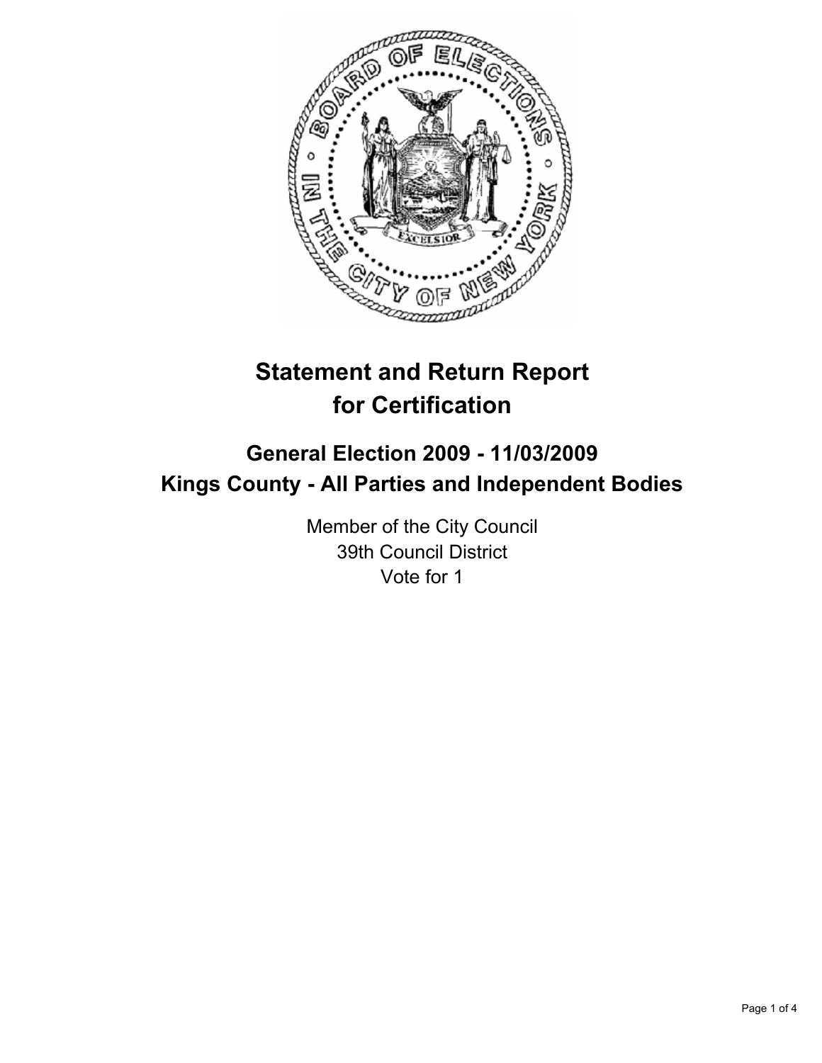# Statement and Return Report for Certification

## General Election 2009 - 11/03/2009
## Kings County - All Parties and Independent Bodies

Member of the City Council
39th Council District
Vote for 1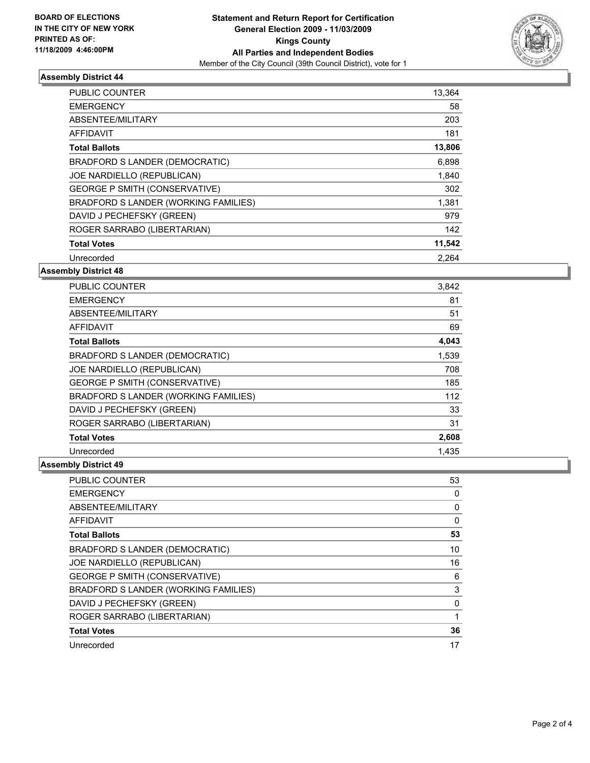BOARD OF ELECTIONS
IN THE CITY OF NEW YORK
PRINTED AS OF:
11/18/2009 4:46:00PM

**Statement and Return Report for Certification**
**General Election 2009 - 11/03/2009**
**Kings County**
**All Parties and Independent Bodies**
Member of the City Council (39th Council District), vote for 1

### Assembly District 44

| | |
|---|---|
| PUBLIC COUNTER | 13,364 |
| EMERGENCY | 58 |
| ABSENTEE/MILITARY | 203 |
| AFFIDAVIT | 181 |
| **Total Ballots** | **13,806** |
| BRADFORD S LANDER (DEMOCRATIC) | 6,898 |
| JOE NARDIELLO (REPUBLICAN) | 1,840 |
| GEORGE P SMITH (CONSERVATIVE) | 302 |
| BRADFORD S LANDER (WORKING FAMILIES) | 1,381 |
| DAVID J PECHEFSKY (GREEN) | 979 |
| ROGER SARRABO (LIBERTARIAN) | 142 |
| **Total Votes** | **11,542** |
| Unrecorded | 2,264 |

### Assembly District 48

| | |
|---|---|
| PUBLIC COUNTER | 3,842 |
| EMERGENCY | 81 |
| ABSENTEE/MILITARY | 51 |
| AFFIDAVIT | 69 |
| **Total Ballots** | **4,043** |
| BRADFORD S LANDER (DEMOCRATIC) | 1,539 |
| JOE NARDIELLO (REPUBLICAN) | 708 |
| GEORGE P SMITH (CONSERVATIVE) | 185 |
| BRADFORD S LANDER (WORKING FAMILIES) | 112 |
| DAVID J PECHEFSKY (GREEN) | 33 |
| ROGER SARRABO (LIBERTARIAN) | 31 |
| **Total Votes** | **2,608** |
| Unrecorded | 1,435 |

### Assembly District 49

| | |
|---|---|
| PUBLIC COUNTER | 53 |
| EMERGENCY | 0 |
| ABSENTEE/MILITARY | 0 |
| AFFIDAVIT | 0 |
| **Total Ballots** | **53** |
| BRADFORD S LANDER (DEMOCRATIC) | 10 |
| JOE NARDIELLO (REPUBLICAN) | 16 |
| GEORGE P SMITH (CONSERVATIVE) | 6 |
| BRADFORD S LANDER (WORKING FAMILIES) | 3 |
| DAVID J PECHEFSKY (GREEN) | 0 |
| ROGER SARRABO (LIBERTARIAN) | 1 |
| **Total Votes** | **36** |
| Unrecorded | 17 |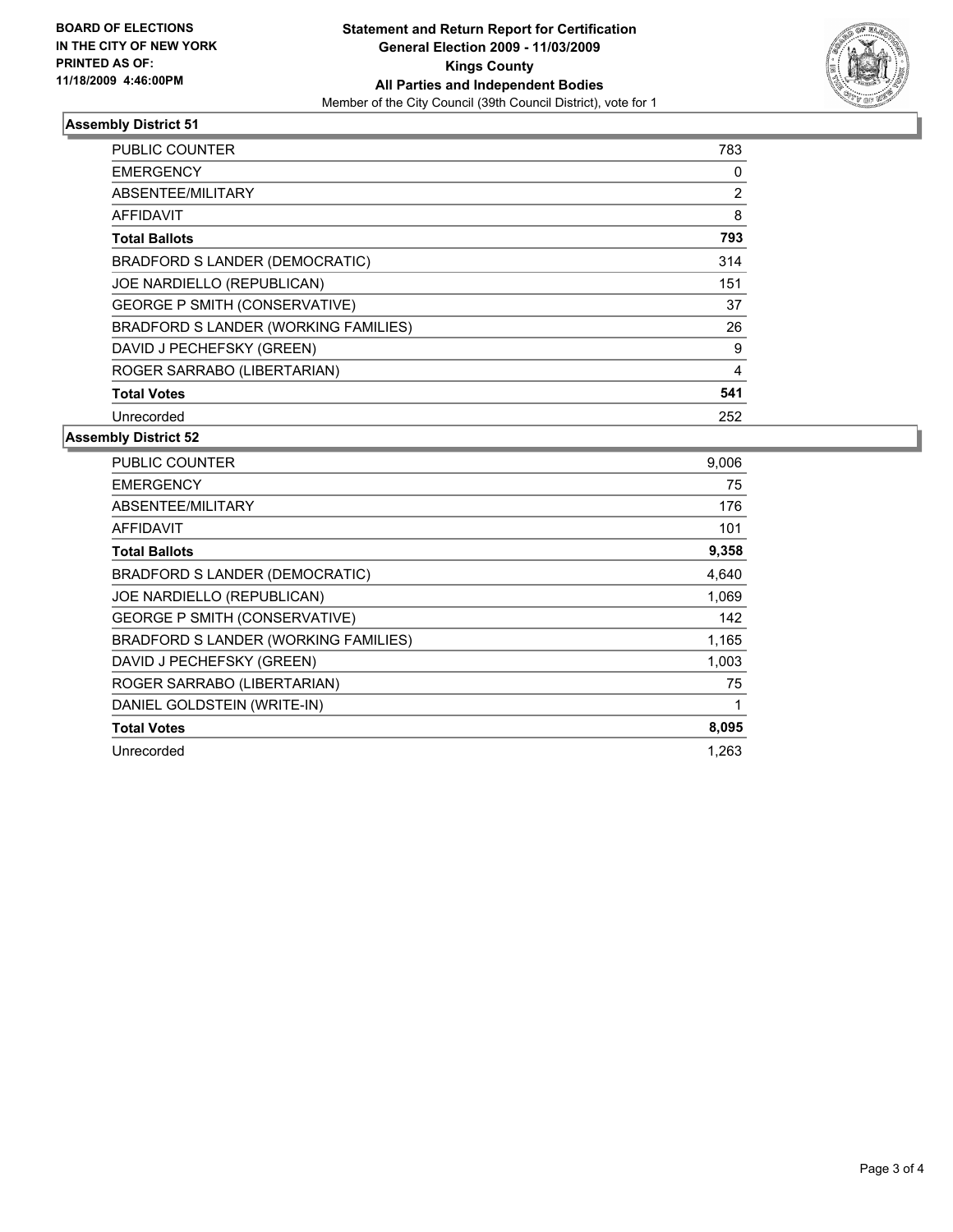BOARD OF ELECTIONS
IN THE CITY OF NEW YORK
PRINTED AS OF:
11/18/2009 4:46:00PM

**Statement and Return Report for Certification**
**General Election 2009 - 11/03/2009**
**Kings County**
**All Parties and Independent Bodies**
Member of the City Council (39th Council District), vote for 1

## Assembly District 51

| | |
|---|---|
| PUBLIC COUNTER | 783 |
| EMERGENCY | 0 |
| ABSENTEE/MILITARY | 2 |
| AFFIDAVIT | 8 |
| **Total Ballots** | **793** |
| BRADFORD S LANDER (DEMOCRATIC) | 314 |
| JOE NARDIELLO (REPUBLICAN) | 151 |
| GEORGE P SMITH (CONSERVATIVE) | 37 |
| BRADFORD S LANDER (WORKING FAMILIES) | 26 |
| DAVID J PECHEFSKY (GREEN) | 9 |
| ROGER SARRABO (LIBERTARIAN) | 4 |
| **Total Votes** | **541** |
| Unrecorded | 252 |

## Assembly District 52

| | |
|---|---|
| PUBLIC COUNTER | 9,006 |
| EMERGENCY | 75 |
| ABSENTEE/MILITARY | 176 |
| AFFIDAVIT | 101 |
| **Total Ballots** | **9,358** |
| BRADFORD S LANDER (DEMOCRATIC) | 4,640 |
| JOE NARDIELLO (REPUBLICAN) | 1,069 |
| GEORGE P SMITH (CONSERVATIVE) | 142 |
| BRADFORD S LANDER (WORKING FAMILIES) | 1,165 |
| DAVID J PECHEFSKY (GREEN) | 1,003 |
| ROGER SARRABO (LIBERTARIAN) | 75 |
| DANIEL GOLDSTEIN (WRITE-IN) | 1 |
| **Total Votes** | **8,095** |
| Unrecorded | 1,263 |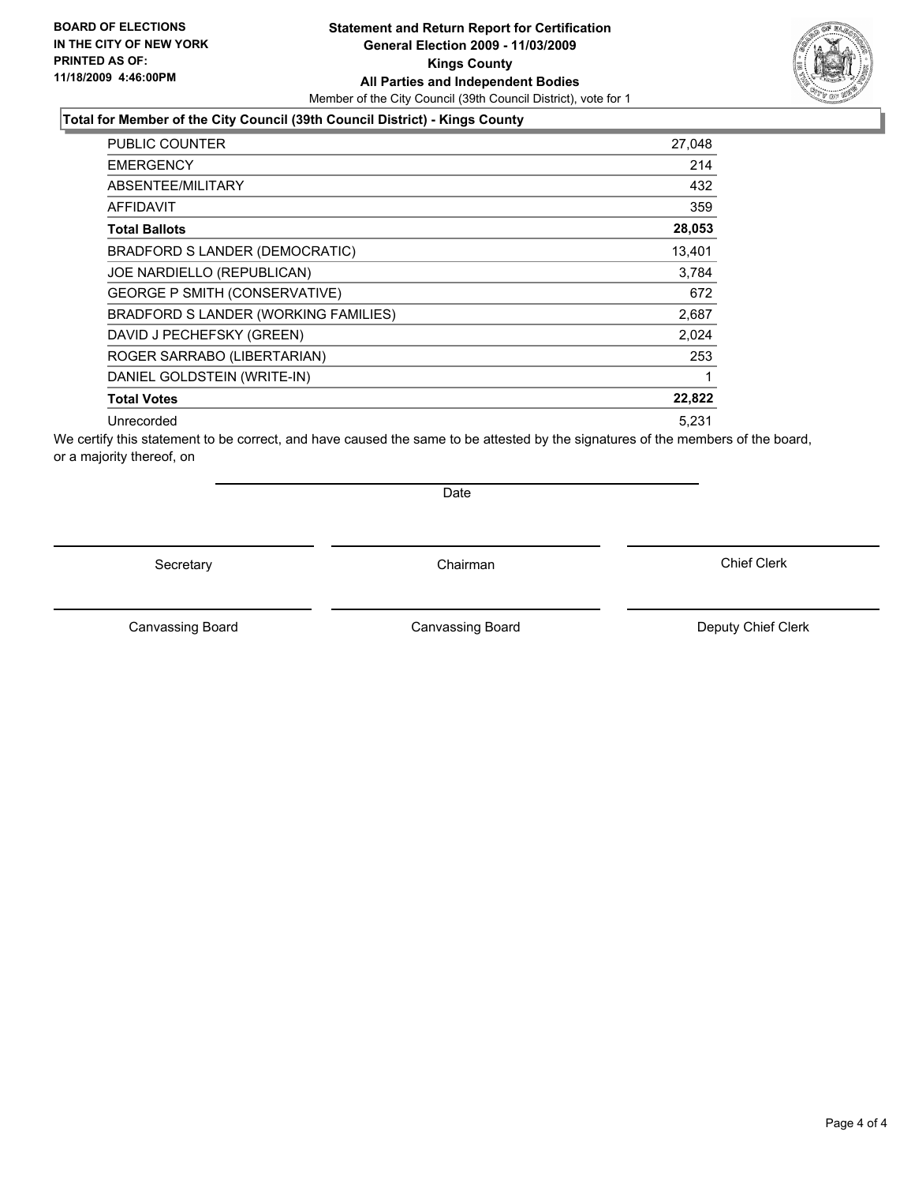**BOARD OF ELECTIONS IN THE CITY OF NEW YORK PRINTED AS OF: 11/18/2009 4:46:00PM**

**Statement and Return Report for Certification**
**General Election 2009 - 11/03/2009**
**Kings County**
**All Parties and Independent Bodies**
Member of the City Council (39th Council District), vote for 1

### Total for Member of the City Council (39th Council District) - Kings County

| | |
|---|---|
| PUBLIC COUNTER | 27,048 |
| EMERGENCY | 214 |
| ABSENTEE/MILITARY | 432 |
| AFFIDAVIT | 359 |
| **Total Ballots** | **28,053** |
| BRADFORD S LANDER (DEMOCRATIC) | 13,401 |
| JOE NARDIELLO (REPUBLICAN) | 3,784 |
| GEORGE P SMITH (CONSERVATIVE) | 672 |
| BRADFORD S LANDER (WORKING FAMILIES) | 2,687 |
| DAVID J PECHEFSKY (GREEN) | 2,024 |
| ROGER SARRABO (LIBERTARIAN) | 253 |
| DANIEL GOLDSTEIN (WRITE-IN) | 1 |
| **Total Votes** | **22,822** |
| Unrecorded | 5,231 |

We certify this statement to be correct, and have caused the same to be attested by the signatures of the members of the board, or a majority thereof, on

Date

Secretary | Chairman | Chief Clerk

Canvassing Board | Canvassing Board | Deputy Chief Clerk